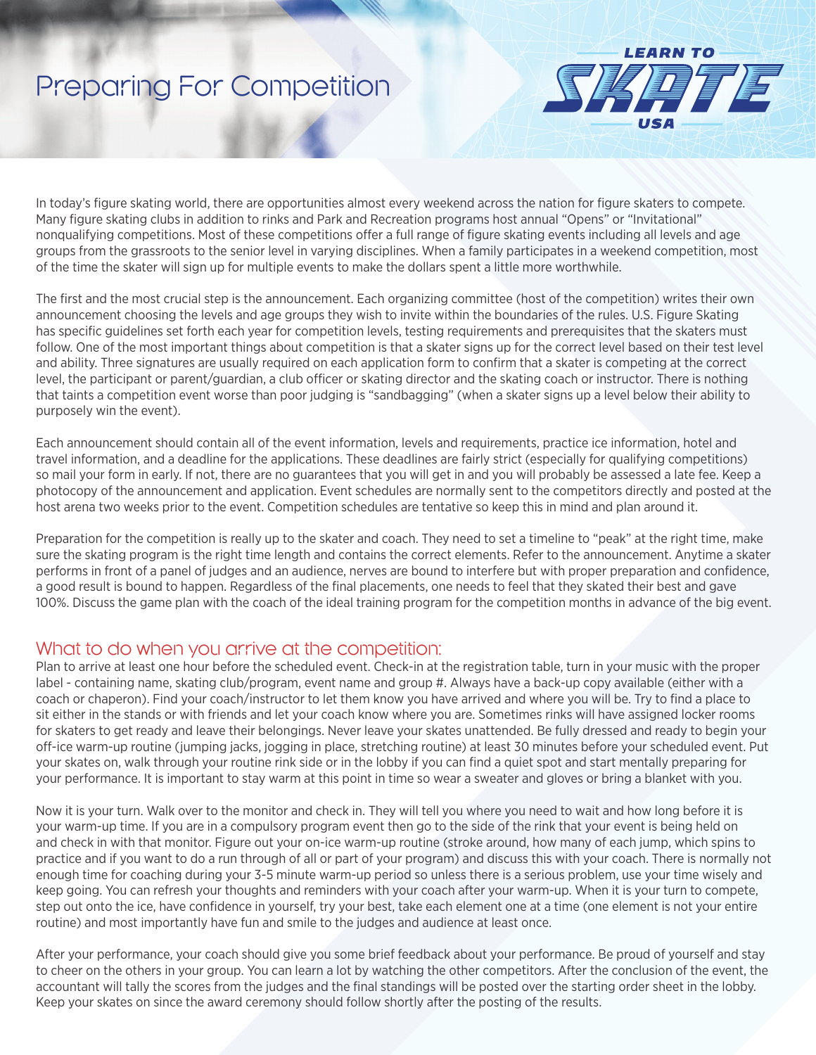# Preparing For Competition

LEARN TO SKATE USA

In today's figure skating world, there are opportunities almost every weekend across the nation for figure skaters to compete. Many figure skating clubs in addition to rinks and Park and Recreation programs host annual "Opens" or "Invitational" nonqualifying competitions. Most of these competitions offer a full range of figure skating events including all levels and age groups from the grassroots to the senior level in varying disciplines. When a family participates in a weekend competition, most of the time the skater will sign up for multiple events to make the dollars spent a little more worthwhile.

The first and the most crucial step is the announcement. Each organizing committee (host of the competition) writes their own announcement choosing the levels and age groups they wish to invite within the boundaries of the rules. U.S. Figure Skating has specific guidelines set forth each year for competition levels, testing requirements and prerequisites that the skaters must follow. One of the most important things about competition is that a skater signs up for the correct level based on their test level and ability. Three signatures are usually required on each application form to confirm that a skater is competing at the correct level, the participant or parent/guardian, a club officer or skating director and the skating coach or instructor. There is nothing that taints a competition event worse than poor judging is "sandbagging" (when a skater signs up a level below their ability to purposely win the event).

Each announcement should contain all of the event information, levels and requirements, practice ice information, hotel and travel information, and a deadline for the applications. These deadlines are fairly strict (especially for qualifying competitions) so mail your form in early. If not, there are no guarantees that you will get in and you will probably be assessed a late fee. Keep a photocopy of the announcement and application. Event schedules are normally sent to the competitors directly and posted at the host arena two weeks prior to the event. Competition schedules are tentative so keep this in mind and plan around it.

Preparation for the competition is really up to the skater and coach. They need to set a timeline to "peak" at the right time, make sure the skating program is the right time length and contains the correct elements. Refer to the announcement. Anytime a skater performs in front of a panel of judges and an audience, nerves are bound to interfere but with proper preparation and confidence, a good result is bound to happen. Regardless of the final placements, one needs to feel that they skated their best and gave 100%. Discuss the game plan with the coach of the ideal training program for the competition months in advance of the big event.

## What to do when you arrive at the competition:

Plan to arrive at least one hour before the scheduled event. Check-in at the registration table, turn in your music with the proper label - containing name, skating club/program, event name and group #. Always have a back-up copy available (either with a coach or chaperon). Find your coach/instructor to let them know you have arrived and where you will be. Try to find a place to sit either in the stands or with friends and let your coach know where you are. Sometimes rinks will have assigned locker rooms for skaters to get ready and leave their belongings. Never leave your skates unattended. Be fully dressed and ready to begin your off-ice warm-up routine (jumping jacks, jogging in place, stretching routine) at least 30 minutes before your scheduled event. Put your skates on, walk through your routine rink side or in the lobby if you can find a quiet spot and start mentally preparing for your performance. It is important to stay warm at this point in time so wear a sweater and gloves or bring a blanket with you.

Now it is your turn. Walk over to the monitor and check in. They will tell you where you need to wait and how long before it is your warm-up time. If you are in a compulsory program event then go to the side of the rink that your event is being held on and check in with that monitor. Figure out your on-ice warm-up routine (stroke around, how many of each jump, which spins to practice and if you want to do a run through of all or part of your program) and discuss this with your coach. There is normally not enough time for coaching during your 3-5 minute warm-up period so unless there is a serious problem, use your time wisely and keep going. You can refresh your thoughts and reminders with your coach after your warm-up. When it is your turn to compete, step out onto the ice, have confidence in yourself, try your best, take each element one at a time (one element is not your entire routine) and most importantly have fun and smile to the judges and audience at least once.

After your performance, your coach should give you some brief feedback about your performance. Be proud of yourself and stay to cheer on the others in your group. You can learn a lot by watching the other competitors. After the conclusion of the event, the accountant will tally the scores from the judges and the final standings will be posted over the starting order sheet in the lobby. Keep your skates on since the award ceremony should follow shortly after the posting of the results.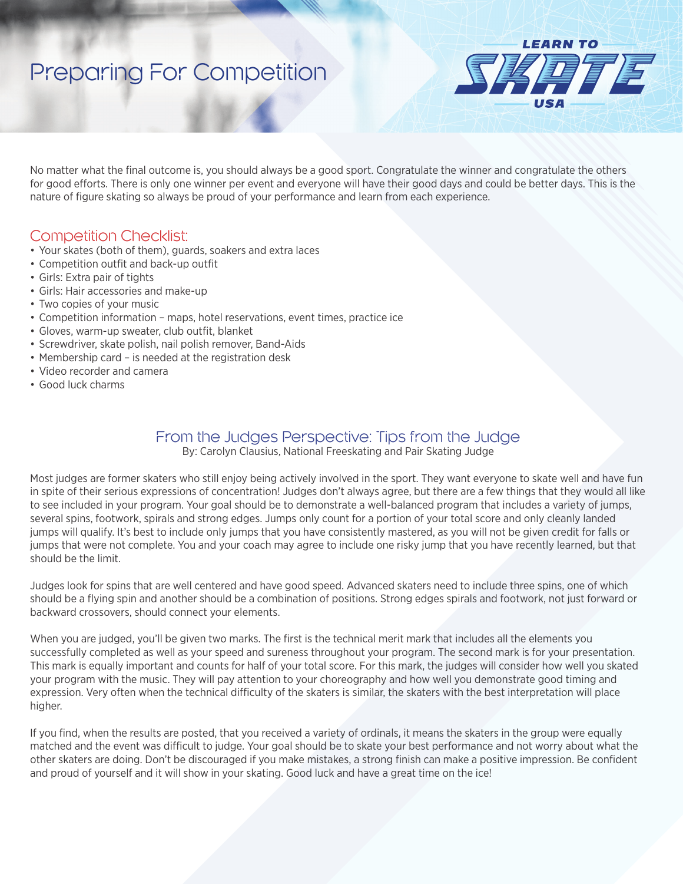# Preparing For Competition

LEARN TO SKATE USA

No matter what the final outcome is, you should always be a good sport. Congratulate the winner and congratulate the others for good efforts. There is only one winner per event and everyone will have their good days and could be better days. This is the nature of figure skating so always be proud of your performance and learn from each experience.

## Competition Checklist:

- Your skates (both of them), guards, soakers and extra laces
- Competition outfit and back-up outfit
- Girls: Extra pair of tights
- Girls: Hair accessories and make-up
- Two copies of your music
- Competition information – maps, hotel reservations, event times, practice ice
- Gloves, warm-up sweater, club outfit, blanket
- Screwdriver, skate polish, nail polish remover, Band-Aids
- Membership card – is needed at the registration desk
- Video recorder and camera
- Good luck charms

## From the Judges Perspective: Tips from the Judge

By: Carolyn Clausius, National Freeskating and Pair Skating Judge

Most judges are former skaters who still enjoy being actively involved in the sport. They want everyone to skate well and have fun in spite of their serious expressions of concentration! Judges don't always agree, but there are a few things that they would all like to see included in your program. Your goal should be to demonstrate a well-balanced program that includes a variety of jumps, several spins, footwork, spirals and strong edges. Jumps only count for a portion of your total score and only cleanly landed jumps will qualify. It's best to include only jumps that you have consistently mastered, as you will not be given credit for falls or jumps that were not complete. You and your coach may agree to include one risky jump that you have recently learned, but that should be the limit.

Judges look for spins that are well centered and have good speed. Advanced skaters need to include three spins, one of which should be a flying spin and another should be a combination of positions. Strong edges spirals and footwork, not just forward or backward crossovers, should connect your elements.

When you are judged, you'll be given two marks. The first is the technical merit mark that includes all the elements you successfully completed as well as your speed and sureness throughout your program. The second mark is for your presentation. This mark is equally important and counts for half of your total score. For this mark, the judges will consider how well you skated your program with the music. They will pay attention to your choreography and how well you demonstrate good timing and expression. Very often when the technical difficulty of the skaters is similar, the skaters with the best interpretation will place higher.

If you find, when the results are posted, that you received a variety of ordinals, it means the skaters in the group were equally matched and the event was difficult to judge. Your goal should be to skate your best performance and not worry about what the other skaters are doing. Don't be discouraged if you make mistakes, a strong finish can make a positive impression. Be confident and proud of yourself and it will show in your skating. Good luck and have a great time on the ice!